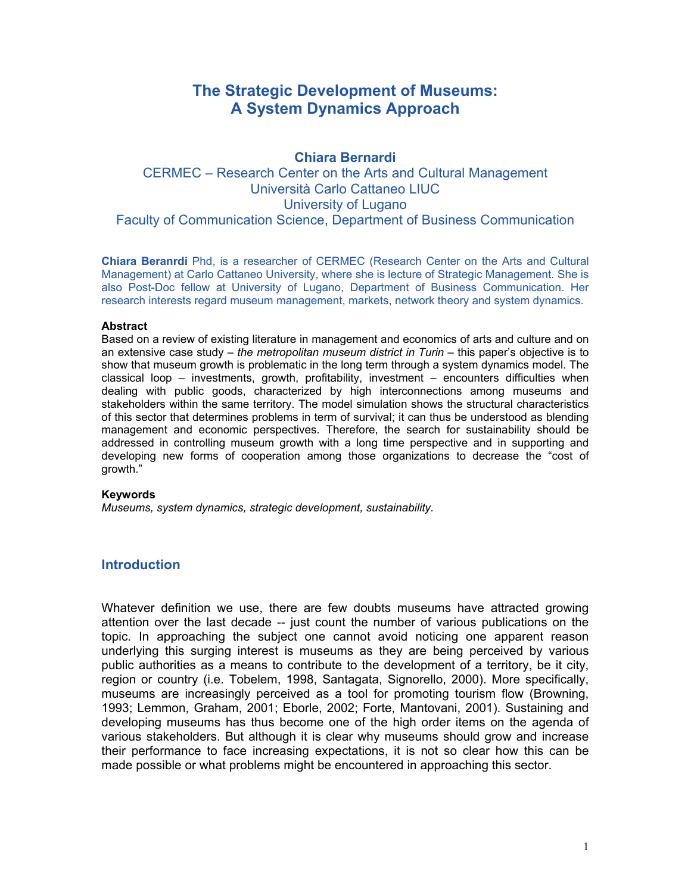# The Strategic Development of Museums: A System Dynamics Approach

**Chiara Bernardi**

CERMEC – Research Center on the Arts and Cultural Management
Università Carlo Cattaneo LIUC
University of Lugano
Faculty of Communication Science, Department of Business Communication

**Chiara Beranrdi** Phd, is a researcher of CERMEC (Research Center on the Arts and Cultural Management) at Carlo Cattaneo University, where she is lecture of Strategic Management. She is also Post-Doc fellow at University of Lugano, Department of Business Communication. Her research interests regard museum management, markets, network theory and system dynamics.

**Abstract**

Based on a review of existing literature in management and economics of arts and culture and on an extensive case study – *the metropolitan museum district in Turin* – this paper's objective is to show that museum growth is problematic in the long term through a system dynamics model. The classical loop – investments, growth, profitability, investment – encounters difficulties when dealing with public goods, characterized by high interconnections among museums and stakeholders within the same territory. The model simulation shows the structural characteristics of this sector that determines problems in term of survival; it can thus be understood as blending management and economic perspectives. Therefore, the search for sustainability should be addressed in controlling museum growth with a long time perspective and in supporting and developing new forms of cooperation among those organizations to decrease the "cost of growth."

**Keywords**

*Museums, system dynamics, strategic development, sustainability.*

## Introduction

Whatever definition we use, there are few doubts museums have attracted growing attention over the last decade -- just count the number of various publications on the topic. In approaching the subject one cannot avoid noticing one apparent reason underlying this surging interest is museums as they are being perceived by various public authorities as a means to contribute to the development of a territory, be it city, region or country (i.e. Tobelem, 1998, Santagata, Signorello, 2000). More specifically, museums are increasingly perceived as a tool for promoting tourism flow (Browning, 1993; Lemmon, Graham, 2001; Eborle, 2002; Forte, Mantovani, 2001). Sustaining and developing museums has thus become one of the high order items on the agenda of various stakeholders. But although it is clear why museums should grow and increase their performance to face increasing expectations, it is not so clear how this can be made possible or what problems might be encountered in approaching this sector.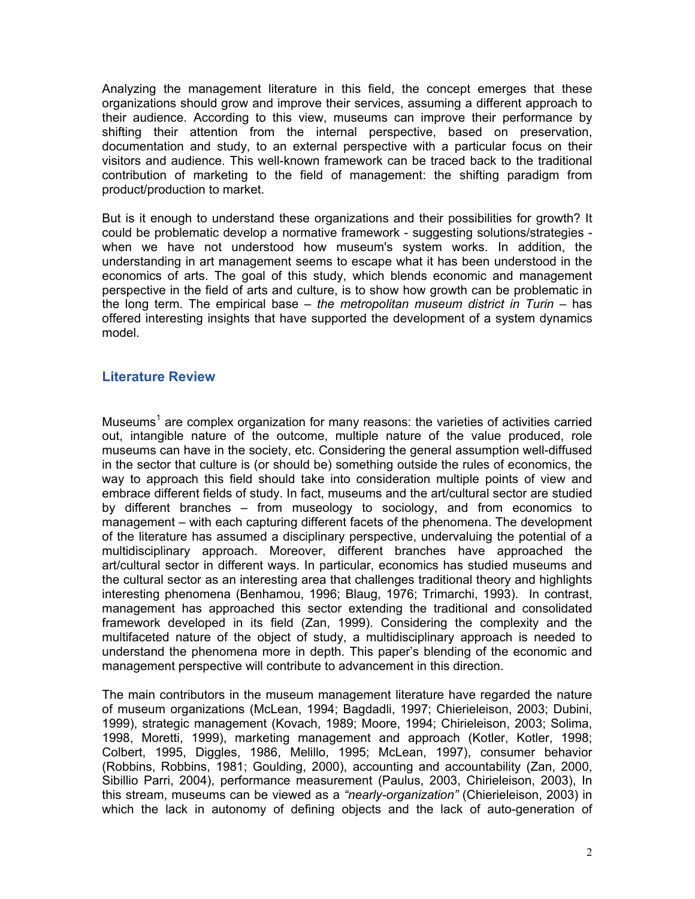Analyzing the management literature in this field, the concept emerges that these organizations should grow and improve their services, assuming a different approach to their audience. According to this view, museums can improve their performance by shifting their attention from the internal perspective, based on preservation, documentation and study, to an external perspective with a particular focus on their visitors and audience. This well-known framework can be traced back to the traditional contribution of marketing to the field of management: the shifting paradigm from product/production to market.

But is it enough to understand these organizations and their possibilities for growth? It could be problematic develop a normative framework - suggesting solutions/strategies - when we have not understood how museum's system works. In addition, the understanding in art management seems to escape what it has been understood in the economics of arts. The goal of this study, which blends economic and management perspective in the field of arts and culture, is to show how growth can be problematic in the long term. The empirical base – *the metropolitan museum district in Turin* – has offered interesting insights that have supported the development of a system dynamics model.

## Literature Review

Museums[1] are complex organization for many reasons: the varieties of activities carried out, intangible nature of the outcome, multiple nature of the value produced, role museums can have in the society, etc. Considering the general assumption well-diffused in the sector that culture is (or should be) something outside the rules of economics, the way to approach this field should take into consideration multiple points of view and embrace different fields of study. In fact, museums and the art/cultural sector are studied by different branches – from museology to sociology, and from economics to management – with each capturing different facets of the phenomena. The development of the literature has assumed a disciplinary perspective, undervaluing the potential of a multidisciplinary approach. Moreover, different branches have approached the art/cultural sector in different ways. In particular, economics has studied museums and the cultural sector as an interesting area that challenges traditional theory and highlights interesting phenomena (Benhamou, 1996; Blaug, 1976; Trimarchi, 1993). In contrast, management has approached this sector extending the traditional and consolidated framework developed in its field (Zan, 1999). Considering the complexity and the multifaceted nature of the object of study, a multidisciplinary approach is needed to understand the phenomena more in depth. This paper's blending of the economic and management perspective will contribute to advancement in this direction.

The main contributors in the museum management literature have regarded the nature of museum organizations (McLean, 1994; Bagdadli, 1997; Chierieleison, 2003; Dubini, 1999), strategic management (Kovach, 1989; Moore, 1994; Chierieleison, 2003; Solima, 1998, Moretti, 1999), marketing management and approach (Kotler, Kotler, 1998; Colbert, 1995, Diggles, 1986, Melillo, 1995; McLean, 1997), consumer behavior (Robbins, Robbins, 1981; Goulding, 2000), accounting and accountability (Zan, 2000, Sibillio Parri, 2004), performance measurement (Paulus, 2003, Chierieleison, 2003), In this stream, museums can be viewed as a *"nearly-organization"* (Chierieleison, 2003) in which the lack in autonomy of defining objects and the lack of auto-generation of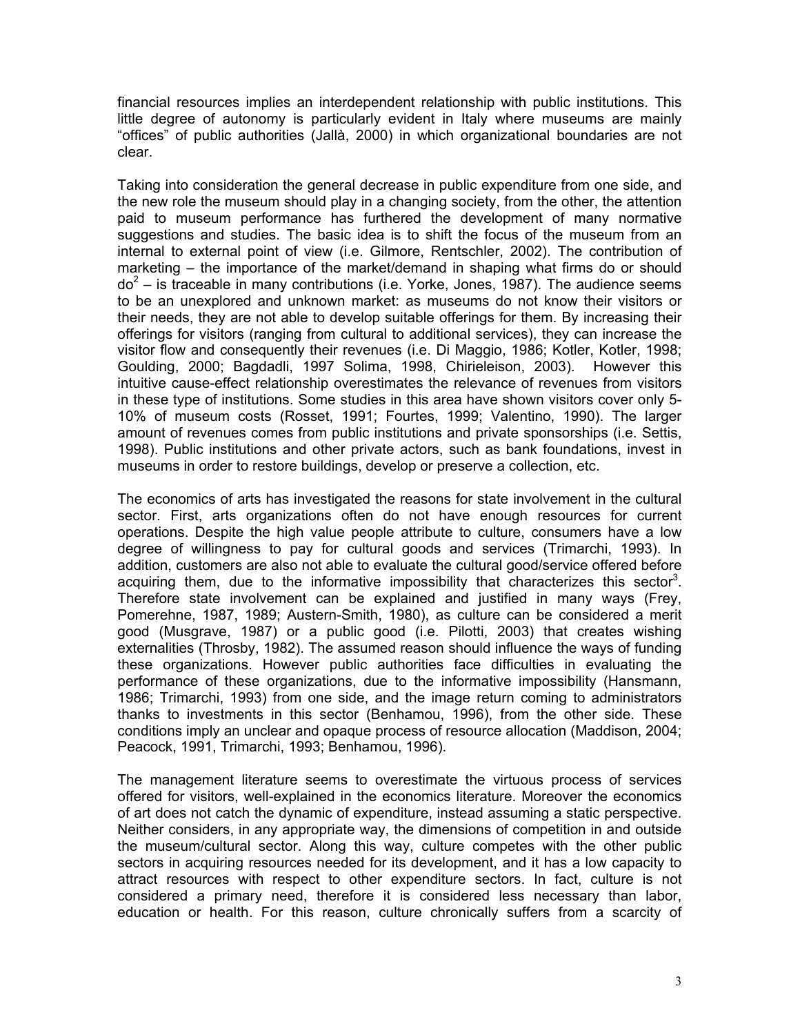financial resources implies an interdependent relationship with public institutions. This little degree of autonomy is particularly evident in Italy where museums are mainly "offices" of public authorities (Jallà, 2000) in which organizational boundaries are not clear.

Taking into consideration the general decrease in public expenditure from one side, and the new role the museum should play in a changing society, from the other, the attention paid to museum performance has furthered the development of many normative suggestions and studies. The basic idea is to shift the focus of the museum from an internal to external point of view (i.e. Gilmore, Rentschler, 2002). The contribution of marketing – the importance of the market/demand in shaping what firms do or should do[2] – is traceable in many contributions (i.e. Yorke, Jones, 1987). The audience seems to be an unexplored and unknown market: as museums do not know their visitors or their needs, they are not able to develop suitable offerings for them. By increasing their offerings for visitors (ranging from cultural to additional services), they can increase the visitor flow and consequently their revenues (i.e. Di Maggio, 1986; Kotler, Kotler, 1998; Goulding, 2000; Bagdadli, 1997 Solima, 1998, Chirieleison, 2003). However this intuitive cause-effect relationship overestimates the relevance of revenues from visitors in these type of institutions. Some studies in this area have shown visitors cover only 5-10% of museum costs (Rosset, 1991; Fourtes, 1999; Valentino, 1990). The larger amount of revenues comes from public institutions and private sponsorships (i.e. Settis, 1998). Public institutions and other private actors, such as bank foundations, invest in museums in order to restore buildings, develop or preserve a collection, etc.

The economics of arts has investigated the reasons for state involvement in the cultural sector. First, arts organizations often do not have enough resources for current operations. Despite the high value people attribute to culture, consumers have a low degree of willingness to pay for cultural goods and services (Trimarchi, 1993). In addition, customers are also not able to evaluate the cultural good/service offered before acquiring them, due to the informative impossibility that characterizes this sector[3]. Therefore state involvement can be explained and justified in many ways (Frey, Pomerehne, 1987, 1989; Austern-Smith, 1980), as culture can be considered a merit good (Musgrave, 1987) or a public good (i.e. Pilotti, 2003) that creates wishing externalities (Throsby, 1982). The assumed reason should influence the ways of funding these organizations. However public authorities face difficulties in evaluating the performance of these organizations, due to the informative impossibility (Hansmann, 1986; Trimarchi, 1993) from one side, and the image return coming to administrators thanks to investments in this sector (Benhamou, 1996), from the other side. These conditions imply an unclear and opaque process of resource allocation (Maddison, 2004; Peacock, 1991, Trimarchi, 1993; Benhamou, 1996).

The management literature seems to overestimate the virtuous process of services offered for visitors, well-explained in the economics literature. Moreover the economics of art does not catch the dynamic of expenditure, instead assuming a static perspective. Neither considers, in any appropriate way, the dimensions of competition in and outside the museum/cultural sector. Along this way, culture competes with the other public sectors in acquiring resources needed for its development, and it has a low capacity to attract resources with respect to other expenditure sectors. In fact, culture is not considered a primary need, therefore it is considered less necessary than labor, education or health. For this reason, culture chronically suffers from a scarcity of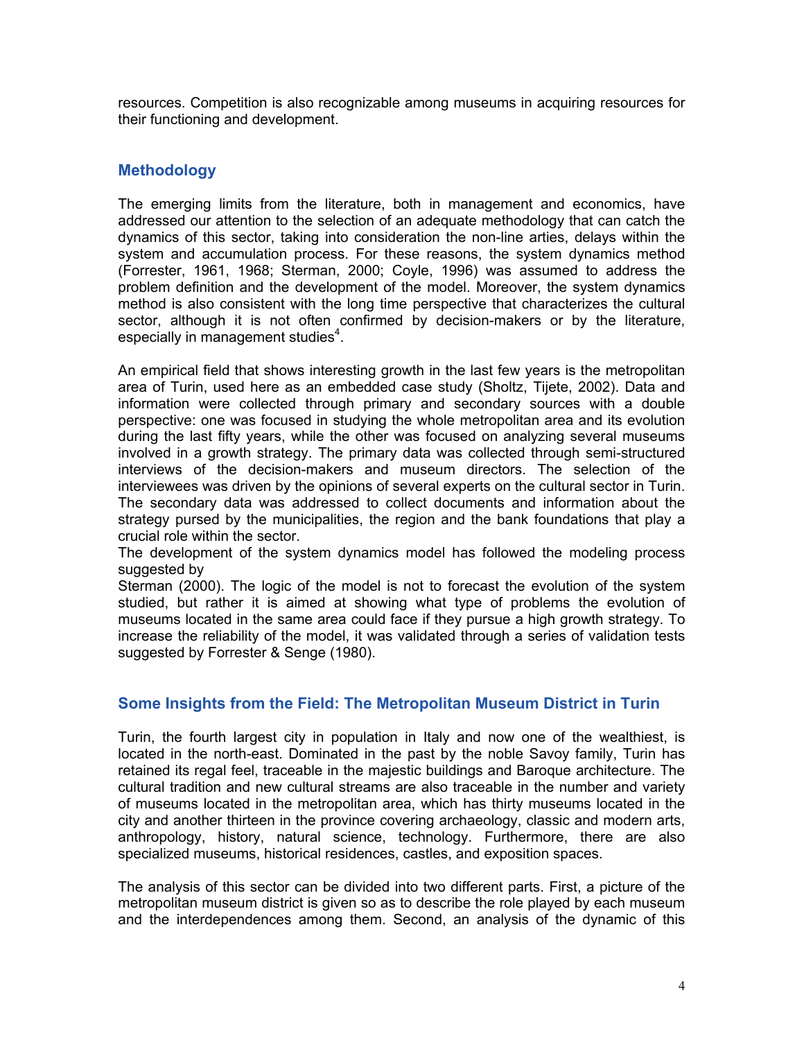resources. Competition is also recognizable among museums in acquiring resources for their functioning and development.

## Methodology

The emerging limits from the literature, both in management and economics, have addressed our attention to the selection of an adequate methodology that can catch the dynamics of this sector, taking into consideration the non-line arties, delays within the system and accumulation process. For these reasons, the system dynamics method (Forrester, 1961, 1968; Sterman, 2000; Coyle, 1996) was assumed to address the problem definition and the development of the model. Moreover, the system dynamics method is also consistent with the long time perspective that characterizes the cultural sector, although it is not often confirmed by decision-makers or by the literature, especially in management studies[4].

An empirical field that shows interesting growth in the last few years is the metropolitan area of Turin, used here as an embedded case study (Sholtz, Tijete, 2002). Data and information were collected through primary and secondary sources with a double perspective: one was focused in studying the whole metropolitan area and its evolution during the last fifty years, while the other was focused on analyzing several museums involved in a growth strategy. The primary data was collected through semi-structured interviews of the decision-makers and museum directors. The selection of the interviewees was driven by the opinions of several experts on the cultural sector in Turin. The secondary data was addressed to collect documents and information about the strategy pursed by the municipalities, the region and the bank foundations that play a crucial role within the sector.
The development of the system dynamics model has followed the modeling process suggested by
Sterman (2000). The logic of the model is not to forecast the evolution of the system studied, but rather it is aimed at showing what type of problems the evolution of museums located in the same area could face if they pursue a high growth strategy. To increase the reliability of the model, it was validated through a series of validation tests suggested by Forrester & Senge (1980).

## Some Insights from the Field: The Metropolitan Museum District in Turin

Turin, the fourth largest city in population in Italy and now one of the wealthiest, is located in the north-east. Dominated in the past by the noble Savoy family, Turin has retained its regal feel, traceable in the majestic buildings and Baroque architecture. The cultural tradition and new cultural streams are also traceable in the number and variety of museums located in the metropolitan area, which has thirty museums located in the city and another thirteen in the province covering archaeology, classic and modern arts, anthropology, history, natural science, technology. Furthermore, there are also specialized museums, historical residences, castles, and exposition spaces.

The analysis of this sector can be divided into two different parts. First, a picture of the metropolitan museum district is given so as to describe the role played by each museum and the interdependences among them. Second, an analysis of the dynamic of this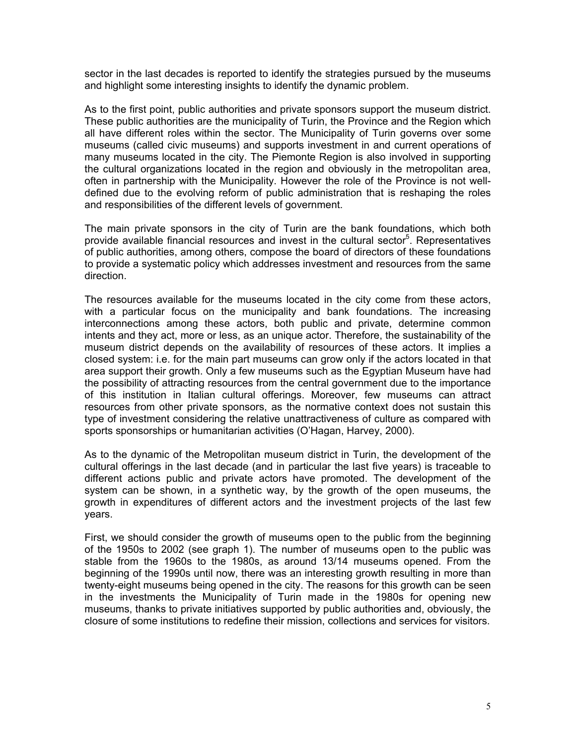sector in the last decades is reported to identify the strategies pursued by the museums and highlight some interesting insights to identify the dynamic problem.

As to the first point, public authorities and private sponsors support the museum district. These public authorities are the municipality of Turin, the Province and the Region which all have different roles within the sector. The Municipality of Turin governs over some museums (called civic museums) and supports investment in and current operations of many museums located in the city. The Piemonte Region is also involved in supporting the cultural organizations located in the region and obviously in the metropolitan area, often in partnership with the Municipality. However the role of the Province is not well-defined due to the evolving reform of public administration that is reshaping the roles and responsibilities of the different levels of government.

The main private sponsors in the city of Turin are the bank foundations, which both provide available financial resources and invest in the cultural sector[5]. Representatives of public authorities, among others, compose the board of directors of these foundations to provide a systematic policy which addresses investment and resources from the same direction.

The resources available for the museums located in the city come from these actors, with a particular focus on the municipality and bank foundations. The increasing interconnections among these actors, both public and private, determine common intents and they act, more or less, as an unique actor. Therefore, the sustainability of the museum district depends on the availability of resources of these actors. It implies a closed system: i.e. for the main part museums can grow only if the actors located in that area support their growth. Only a few museums such as the Egyptian Museum have had the possibility of attracting resources from the central government due to the importance of this institution in Italian cultural offerings. Moreover, few museums can attract resources from other private sponsors, as the normative context does not sustain this type of investment considering the relative unattractiveness of culture as compared with sports sponsorships or humanitarian activities (O'Hagan, Harvey, 2000).

As to the dynamic of the Metropolitan museum district in Turin, the development of the cultural offerings in the last decade (and in particular the last five years) is traceable to different actions public and private actors have promoted. The development of the system can be shown, in a synthetic way, by the growth of the open museums, the growth in expenditures of different actors and the investment projects of the last few years.

First, we should consider the growth of museums open to the public from the beginning of the 1950s to 2002 (see graph 1). The number of museums open to the public was stable from the 1960s to the 1980s, as around 13/14 museums opened. From the beginning of the 1990s until now, there was an interesting growth resulting in more than twenty-eight museums being opened in the city. The reasons for this growth can be seen in the investments the Municipality of Turin made in the 1980s for opening new museums, thanks to private initiatives supported by public authorities and, obviously, the closure of some institutions to redefine their mission, collections and services for visitors.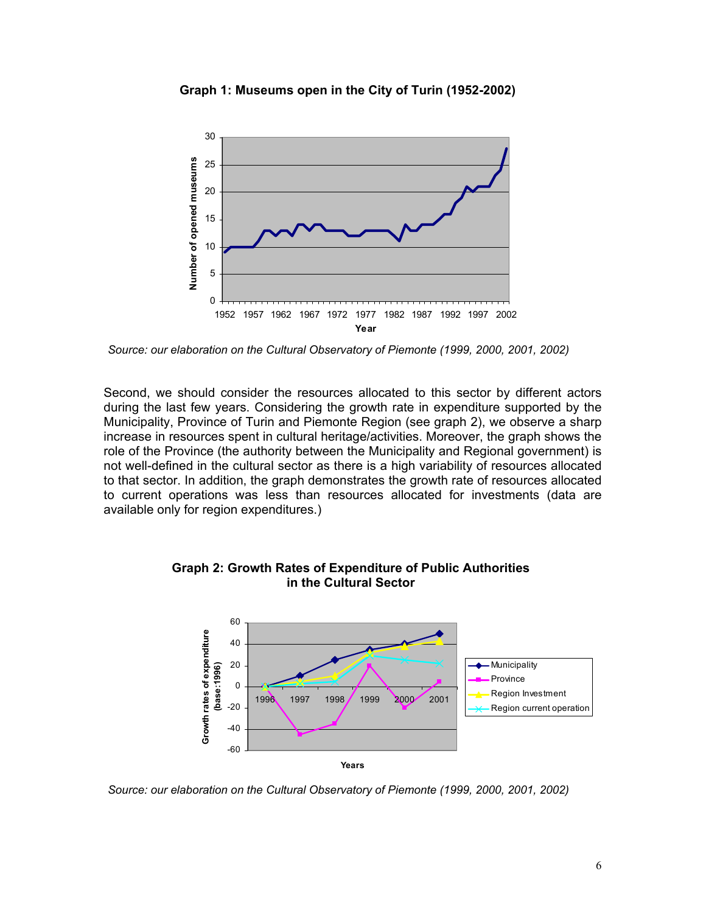**Graph 1: Museums open in the City of Turin (1952-2002)**

*Source: our elaboration on the Cultural Observatory of Piemonte (1999, 2000, 2001, 2002)*

Second, we should consider the resources allocated to this sector by different actors during the last few years. Considering the growth rate in expenditure supported by the Municipality, Province of Turin and Piemonte Region (see graph 2), we observe a sharp increase in resources spent in cultural heritage/activities. Moreover, the graph shows the role of the Province (the authority between the Municipality and Regional government) is not well-defined in the cultural sector as there is a high variability of resources allocated to that sector. In addition, the graph demonstrates the growth rate of resources allocated to current operations was less than resources allocated for investments (data are available only for region expenditures.)

**Graph 2: Growth Rates of Expenditure of Public Authorities in the Cultural Sector**

*Source: our elaboration on the Cultural Observatory of Piemonte (1999, 2000, 2001, 2002)*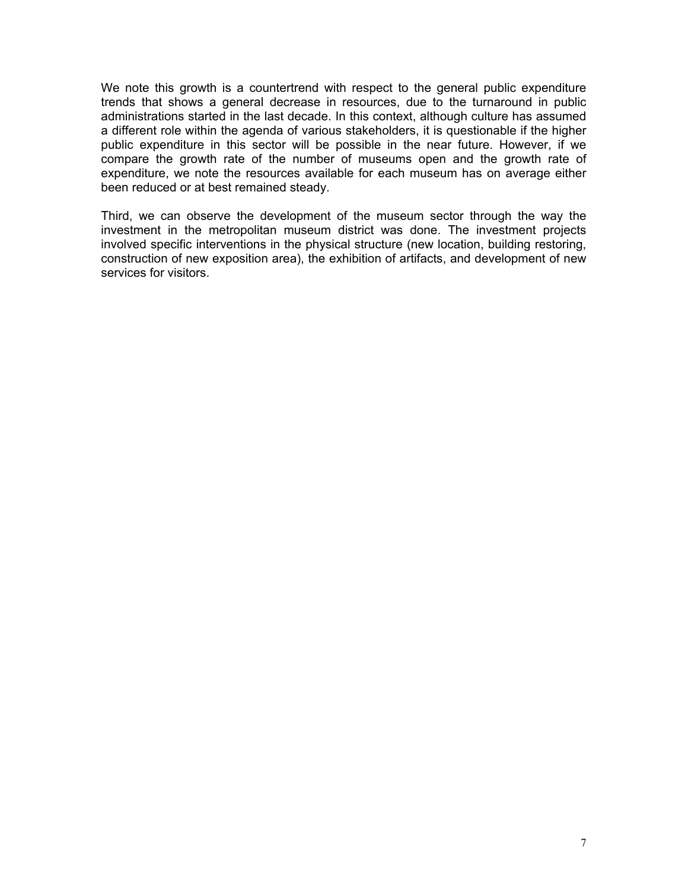We note this growth is a countertrend with respect to the general public expenditure trends that shows a general decrease in resources, due to the turnaround in public administrations started in the last decade. In this context, although culture has assumed a different role within the agenda of various stakeholders, it is questionable if the higher public expenditure in this sector will be possible in the near future. However, if we compare the growth rate of the number of museums open and the growth rate of expenditure, we note the resources available for each museum has on average either been reduced or at best remained steady.

Third, we can observe the development of the museum sector through the way the investment in the metropolitan museum district was done. The investment projects involved specific interventions in the physical structure (new location, building restoring, construction of new exposition area), the exhibition of artifacts, and development of new services for visitors.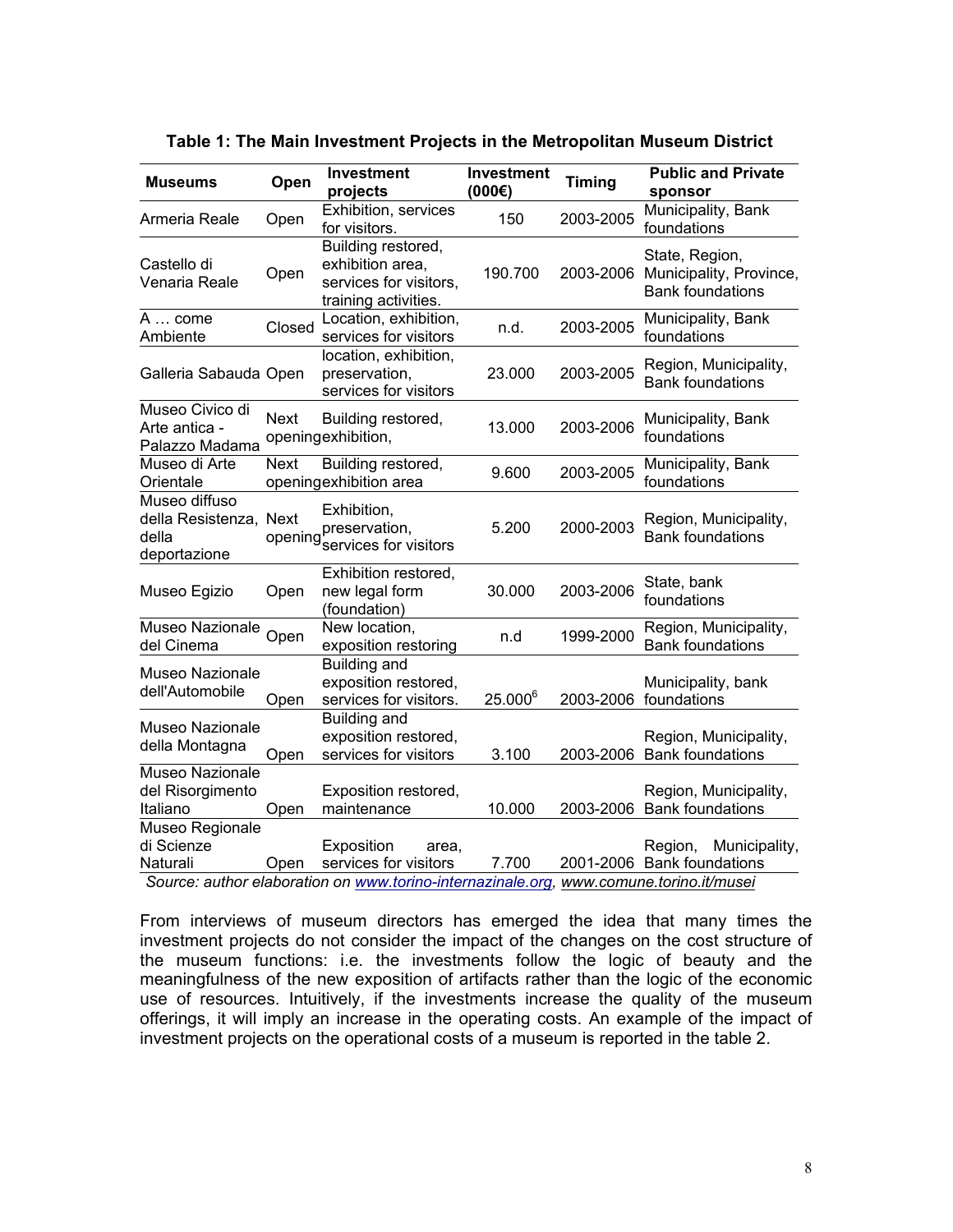**Table 1: The Main Investment Projects in the Metropolitan Museum District**

| Museums | Open | Investment projects | Investment (000€) | Timing | Public and Private sponsor |
|---|---|---|---|---|---|
| Armeria Reale | Open | Exhibition, services for visitors. | 150 | 2003-2005 | Municipality, Bank foundations |
| Castello di Venaria Reale | Open | Building restored, exhibition area, services for visitors, training activities. | 190.700 | 2003-2006 | State, Region, Municipality, Province, Bank foundations |
| A … come Ambiente | Closed | Location, exhibition, services for visitors | n.d. | 2003-2005 | Municipality, Bank foundations |
| Galleria Sabauda | Open | location, exhibition, preservation, services for visitors | 23.000 | 2003-2005 | Region, Municipality, Bank foundations |
| Museo Civico di Arte antica - Palazzo Madama | Next opening | Building restored, exhibition, | 13.000 | 2003-2006 | Municipality, Bank foundations |
| Museo di Arte Orientale | Next opening | Building restored, exhibition area | 9.600 | 2003-2005 | Municipality, Bank foundations |
| Museo diffuso della Resistenza, della deportazione | Next opening | Exhibition, preservation, services for visitors | 5.200 | 2000-2003 | Region, Municipality, Bank foundations |
| Museo Egizio | Open | Exhibition restored, new legal form (foundation) | 30.000 | 2003-2006 | State, bank foundations |
| Museo Nazionale del Cinema | Open | New location, exposition restoring | n.d | 1999-2000 | Region, Municipality, Bank foundations |
| Museo Nazionale dell'Automobile | Open | Building and exposition restored, services for visitors. | 25.000[6] | 2003-2006 | Municipality, bank foundations |
| Museo Nazionale della Montagna | Open | Building and exposition restored, services for visitors | 3.100 | 2003-2006 | Region, Municipality, Bank foundations |
| Museo Nazionale del Risorgimento Italiano | Open | Exposition restored, maintenance | 10.000 | 2003-2006 | Region, Municipality, Bank foundations |
| Museo Regionale di Scienze Naturali | Open | Exposition area, services for visitors | 7.700 | 2001-2006 | Region, Municipality, Bank foundations |

*Source: author elaboration on www.torino-internazinale.org, www.comune.torino.it/musei*

From interviews of museum directors has emerged the idea that many times the investment projects do not consider the impact of the changes on the cost structure of the museum functions: i.e. the investments follow the logic of beauty and the meaningfulness of the new exposition of artifacts rather than the logic of the economic use of resources. Intuitively, if the investments increase the quality of the museum offerings, it will imply an increase in the operating costs. An example of the impact of investment projects on the operational costs of a museum is reported in the table 2.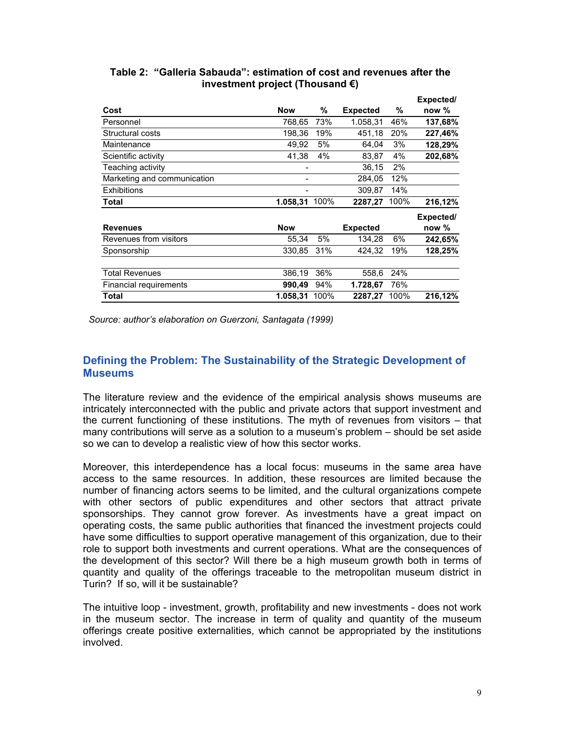**Table 2: "Galleria Sabauda": estimation of cost and revenues after the investment project (Thousand €)**

| Cost | Now | % | Expected | % | Expected/ now % |
|---|---|---|---|---|---|
| Personnel | 768,65 | 73% | 1.058,31 | 46% | **137,68%** |
| Structural costs | 198,36 | 19% | 451,18 | 20% | **227,46%** |
| Maintenance | 49,92 | 5% | 64,04 | 3% | **128,29%** |
| Scientific activity | 41,38 | 4% | 83,87 | 4% | **202,68%** |
| Teaching activity | - | | 36,15 | 2% | |
| Marketing and communication | - | | 284,05 | 12% | |
| Exhibitions | - | | 309,87 | 14% | |
| **Total** | **1.058,31** | 100% | **2287,27** | 100% | **216,12%** |
| **Revenues** | **Now** | | **Expected** | | **Expected/ now %** |
| Revenues from visitors | 55,34 | 5% | 134,28 | 6% | **242,65%** |
| Sponsorship | 330,85 | 31% | 424,32 | 19% | **128,25%** |
| | | | | | |
| Total Revenues | 386,19 | 36% | 558,6 | 24% | |
| Financial requirements | **990,49** | 94% | **1.728,67** | 76% | |
| **Total** | **1.058,31** | 100% | **2287,27** | 100% | **216,12%** |

*Source: author's elaboration on Guerzoni, Santagata (1999)*

## Defining the Problem: The Sustainability of the Strategic Development of Museums

The literature review and the evidence of the empirical analysis shows museums are intricately interconnected with the public and private actors that support investment and the current functioning of these institutions. The myth of revenues from visitors – that many contributions will serve as a solution to a museum's problem – should be set aside so we can to develop a realistic view of how this sector works.

Moreover, this interdependence has a local focus: museums in the same area have access to the same resources. In addition, these resources are limited because the number of financing actors seems to be limited, and the cultural organizations compete with other sectors of public expenditures and other sectors that attract private sponsorships. They cannot grow forever. As investments have a great impact on operating costs, the same public authorities that financed the investment projects could have some difficulties to support operative management of this organization, due to their role to support both investments and current operations. What are the consequences of the development of this sector? Will there be a high museum growth both in terms of quantity and quality of the offerings traceable to the metropolitan museum district in Turin? If so, will it be sustainable?

The intuitive loop - investment, growth, profitability and new investments - does not work in the museum sector. The increase in term of quality and quantity of the museum offerings create positive externalities, which cannot be appropriated by the institutions involved.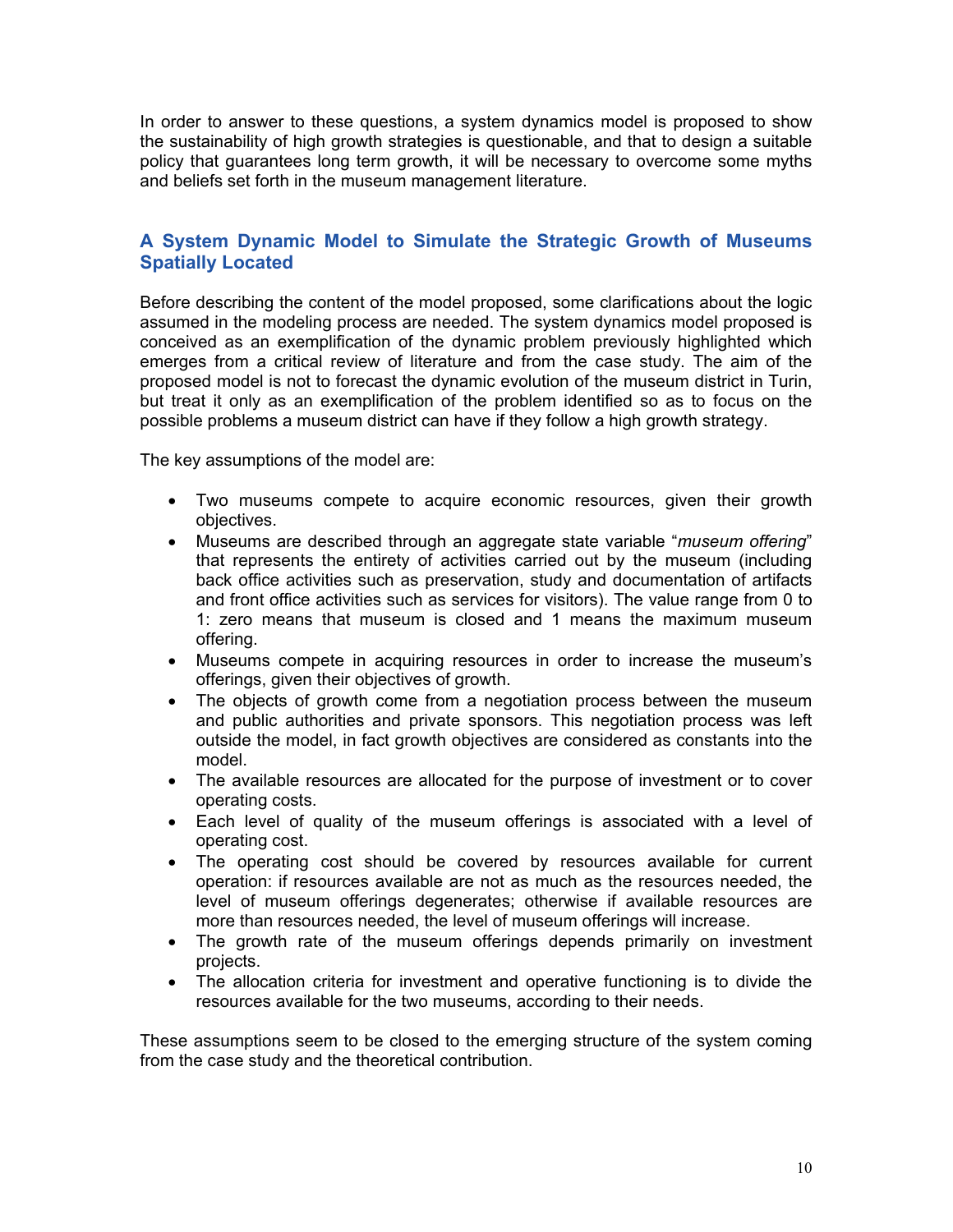In order to answer to these questions, a system dynamics model is proposed to show the sustainability of high growth strategies is questionable, and that to design a suitable policy that guarantees long term growth, it will be necessary to overcome some myths and beliefs set forth in the museum management literature.

## A System Dynamic Model to Simulate the Strategic Growth of Museums Spatially Located

Before describing the content of the model proposed, some clarifications about the logic assumed in the modeling process are needed. The system dynamics model proposed is conceived as an exemplification of the dynamic problem previously highlighted which emerges from a critical review of literature and from the case study. The aim of the proposed model is not to forecast the dynamic evolution of the museum district in Turin, but treat it only as an exemplification of the problem identified so as to focus on the possible problems a museum district can have if they follow a high growth strategy.

The key assumptions of the model are:

- Two museums compete to acquire economic resources, given their growth objectives.
- Museums are described through an aggregate state variable "*museum offering*" that represents the entirety of activities carried out by the museum (including back office activities such as preservation, study and documentation of artifacts and front office activities such as services for visitors). The value range from 0 to 1: zero means that museum is closed and 1 means the maximum museum offering.
- Museums compete in acquiring resources in order to increase the museum's offerings, given their objectives of growth.
- The objects of growth come from a negotiation process between the museum and public authorities and private sponsors. This negotiation process was left outside the model, in fact growth objectives are considered as constants into the model.
- The available resources are allocated for the purpose of investment or to cover operating costs.
- Each level of quality of the museum offerings is associated with a level of operating cost.
- The operating cost should be covered by resources available for current operation: if resources available are not as much as the resources needed, the level of museum offerings degenerates; otherwise if available resources are more than resources needed, the level of museum offerings will increase.
- The growth rate of the museum offerings depends primarily on investment projects.
- The allocation criteria for investment and operative functioning is to divide the resources available for the two museums, according to their needs.

These assumptions seem to be closed to the emerging structure of the system coming from the case study and the theoretical contribution.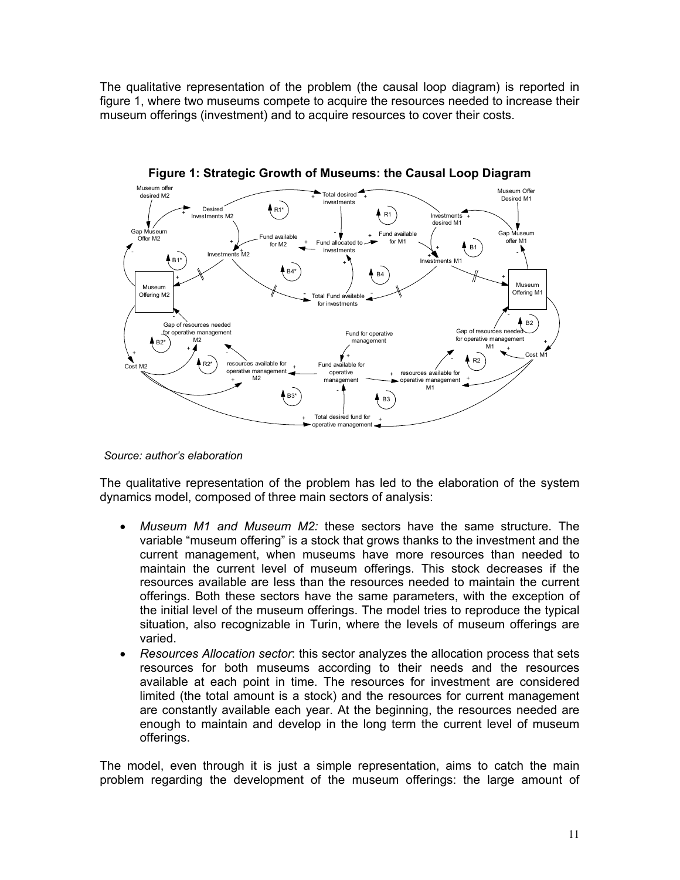The qualitative representation of the problem (the causal loop diagram) is reported in figure 1, where two museums compete to acquire the resources needed to increase their museum offerings (investment) and to acquire resources to cover their costs.

**Figure 1: Strategic Growth of Museums: the Causal Loop Diagram**

*Source: author's elaboration*

The qualitative representation of the problem has led to the elaboration of the system dynamics model, composed of three main sectors of analysis:

- *Museum M1 and Museum M2:* these sectors have the same structure. The variable "museum offering" is a stock that grows thanks to the investment and the current management, when museums have more resources than needed to maintain the current level of museum offerings. This stock decreases if the resources available are less than the resources needed to maintain the current offerings. Both these sectors have the same parameters, with the exception of the initial level of the museum offerings. The model tries to reproduce the typical situation, also recognizable in Turin, where the levels of museum offerings are varied.
- *Resources Allocation sector*: this sector analyzes the allocation process that sets resources for both museums according to their needs and the resources available at each point in time. The resources for investment are considered limited (the total amount is a stock) and the resources for current management are constantly available each year. At the beginning, the resources needed are enough to maintain and develop in the long term the current level of museum offerings.

The model, even through it is just a simple representation, aims to catch the main problem regarding the development of the museum offerings: the large amount of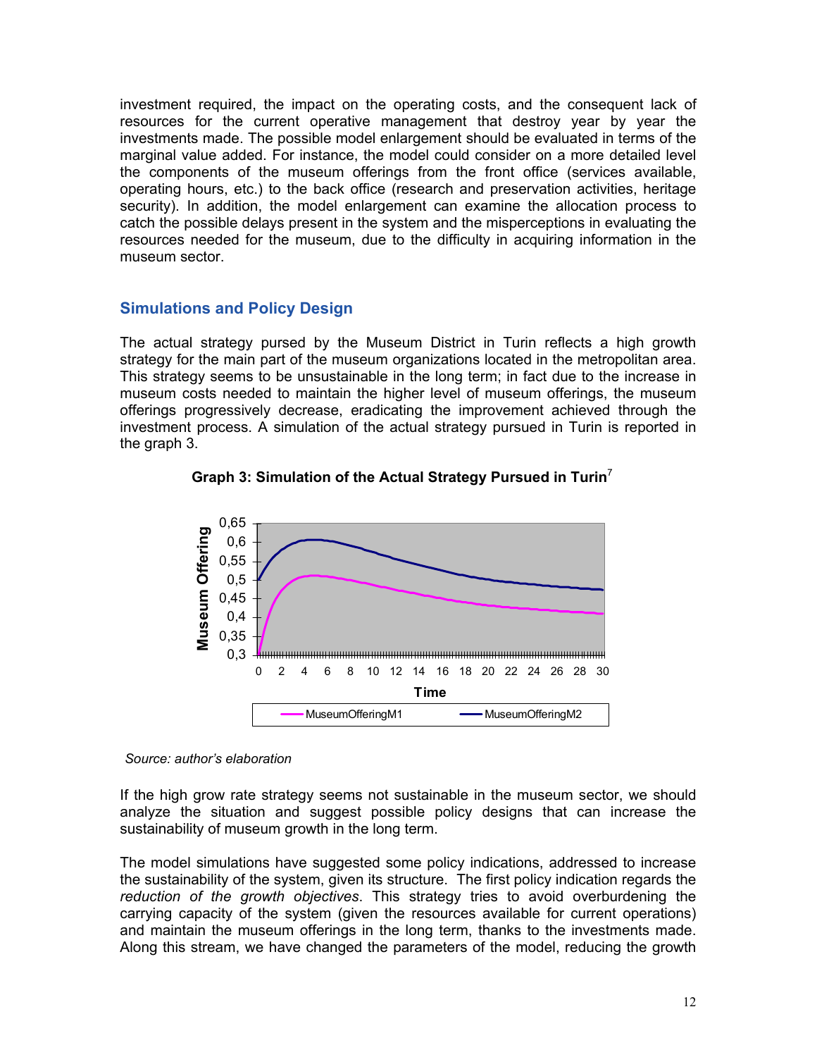investment required, the impact on the operating costs, and the consequent lack of resources for the current operative management that destroy year by year the investments made. The possible model enlargement should be evaluated in terms of the marginal value added. For instance, the model could consider on a more detailed level the components of the museum offerings from the front office (services available, operating hours, etc.) to the back office (research and preservation activities, heritage security). In addition, the model enlargement can examine the allocation process to catch the possible delays present in the system and the misperceptions in evaluating the resources needed for the museum, due to the difficulty in acquiring information in the museum sector.

## Simulations and Policy Design

The actual strategy pursed by the Museum District in Turin reflects a high growth strategy for the main part of the museum organizations located in the metropolitan area. This strategy seems to be unsustainable in the long term; in fact due to the increase in museum costs needed to maintain the higher level of museum offerings, the museum offerings progressively decrease, eradicating the improvement achieved through the investment process. A simulation of the actual strategy pursued in Turin is reported in the graph 3.

**Graph 3: Simulation of the Actual Strategy Pursued in Turin**[7]

*Source: author's elaboration*

If the high grow rate strategy seems not sustainable in the museum sector, we should analyze the situation and suggest possible policy designs that can increase the sustainability of museum growth in the long term.

The model simulations have suggested some policy indications, addressed to increase the sustainability of the system, given its structure. The first policy indication regards the *reduction of the growth objectives*. This strategy tries to avoid overburdening the carrying capacity of the system (given the resources available for current operations) and maintain the museum offerings in the long term, thanks to the investments made. Along this stream, we have changed the parameters of the model, reducing the growth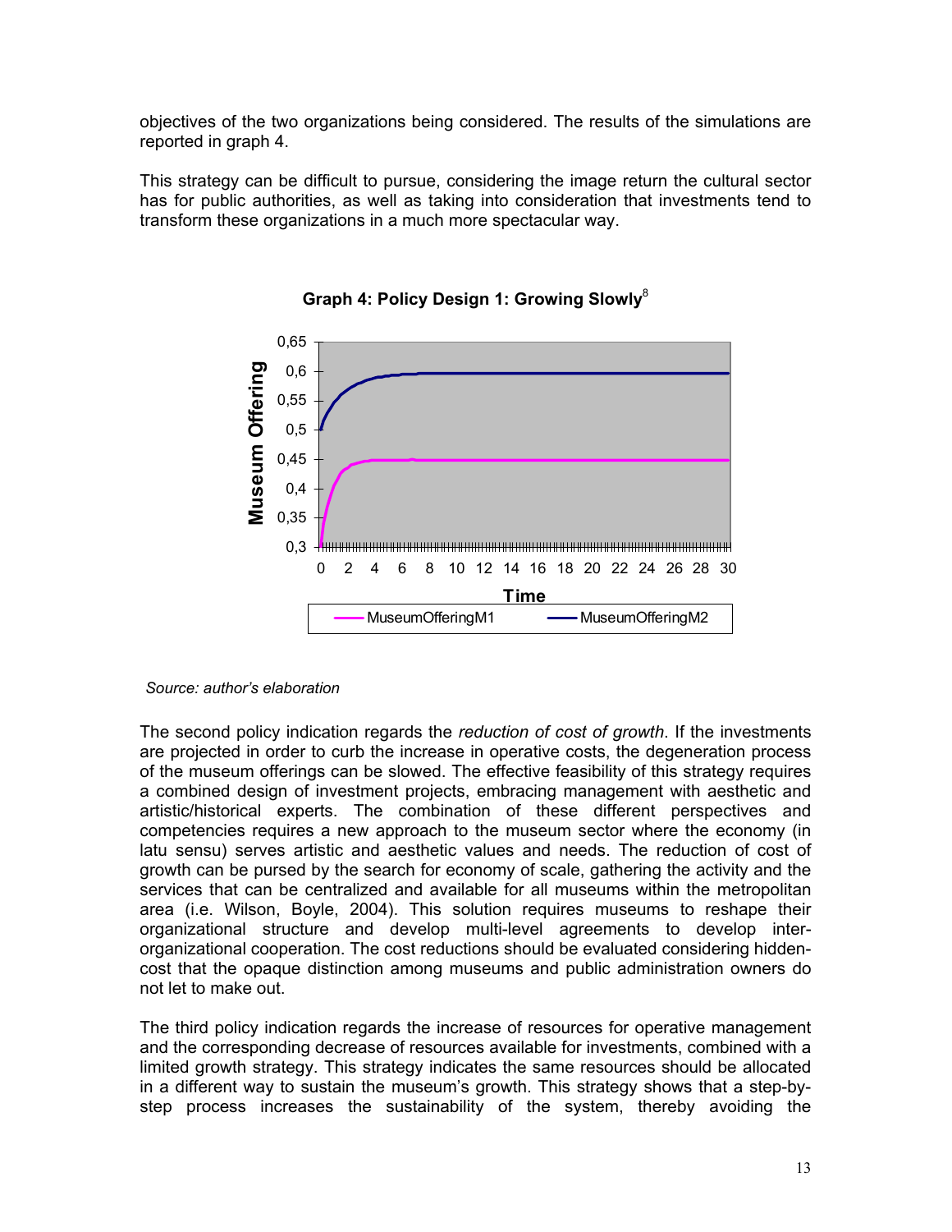objectives of the two organizations being considered. The results of the simulations are reported in graph 4.

This strategy can be difficult to pursue, considering the image return the cultural sector has for public authorities, as well as taking into consideration that investments tend to transform these organizations in a much more spectacular way.

**Graph 4: Policy Design 1: Growing Slowly**[8]

*Source: author's elaboration*

The second policy indication regards the *reduction of cost of growth*. If the investments are projected in order to curb the increase in operative costs, the degeneration process of the museum offerings can be slowed. The effective feasibility of this strategy requires a combined design of investment projects, embracing management with aesthetic and artistic/historical experts. The combination of these different perspectives and competencies requires a new approach to the museum sector where the economy (in latu sensu) serves artistic and aesthetic values and needs. The reduction of cost of growth can be pursed by the search for economy of scale, gathering the activity and the services that can be centralized and available for all museums within the metropolitan area (i.e. Wilson, Boyle, 2004). This solution requires museums to reshape their organizational structure and develop multi-level agreements to develop inter-organizational cooperation. The cost reductions should be evaluated considering hidden-cost that the opaque distinction among museums and public administration owners do not let to make out.

The third policy indication regards the increase of resources for operative management and the corresponding decrease of resources available for investments, combined with a limited growth strategy. This strategy indicates the same resources should be allocated in a different way to sustain the museum's growth. This strategy shows that a step-by-step process increases the sustainability of the system, thereby avoiding the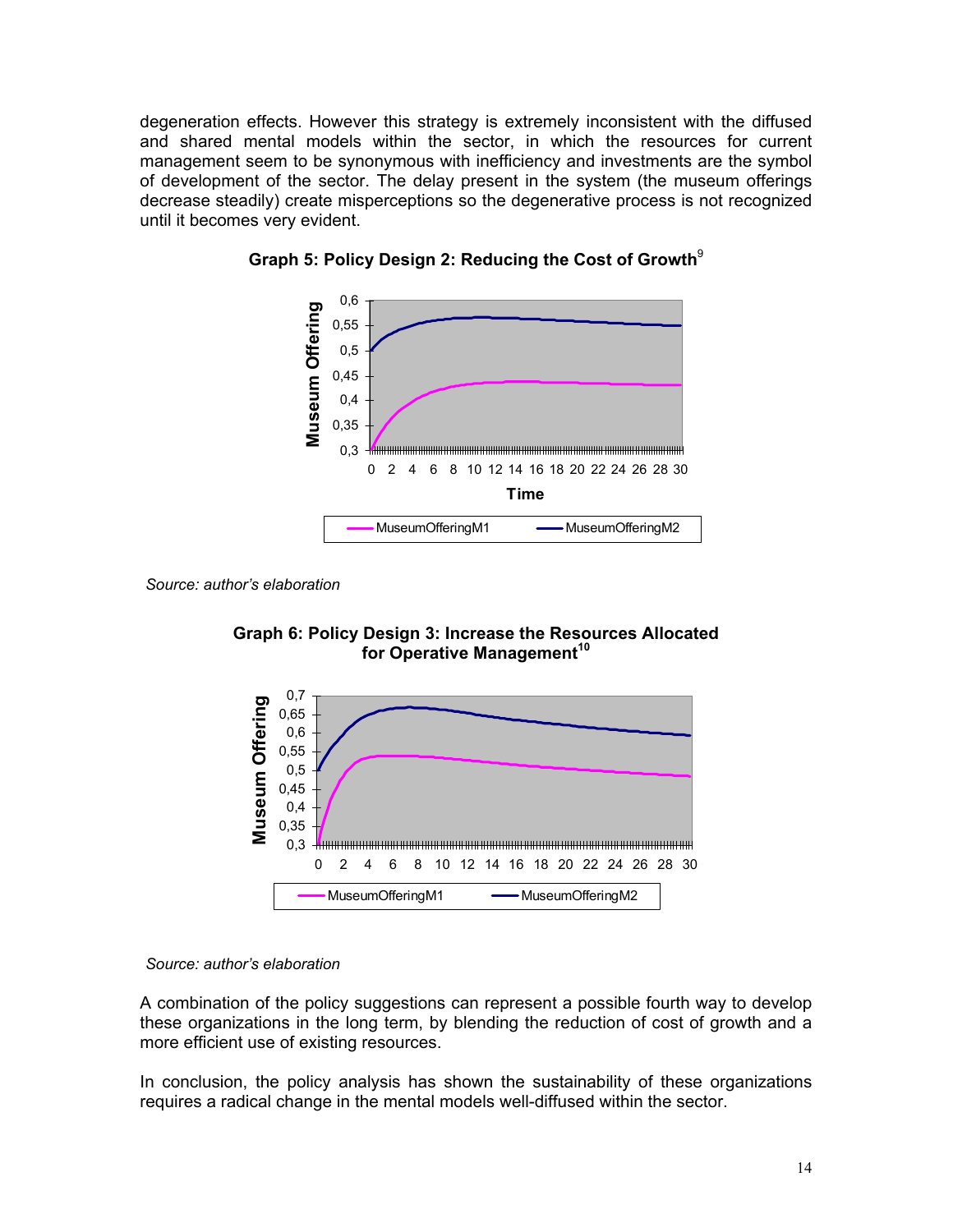degeneration effects. However this strategy is extremely inconsistent with the diffused and shared mental models within the sector, in which the resources for current management seem to be synonymous with inefficiency and investments are the symbol of development of the sector. The delay present in the system (the museum offerings decrease steadily) create misperceptions so the degenerative process is not recognized until it becomes very evident.

**Graph 5: Policy Design 2: Reducing the Cost of Growth**[9]

*Source: author's elaboration*

**Graph 6: Policy Design 3: Increase the Resources Allocated for Operative Management**[10]

*Source: author's elaboration*

A combination of the policy suggestions can represent a possible fourth way to develop these organizations in the long term, by blending the reduction of cost of growth and a more efficient use of existing resources.

In conclusion, the policy analysis has shown the sustainability of these organizations requires a radical change in the mental models well-diffused within the sector.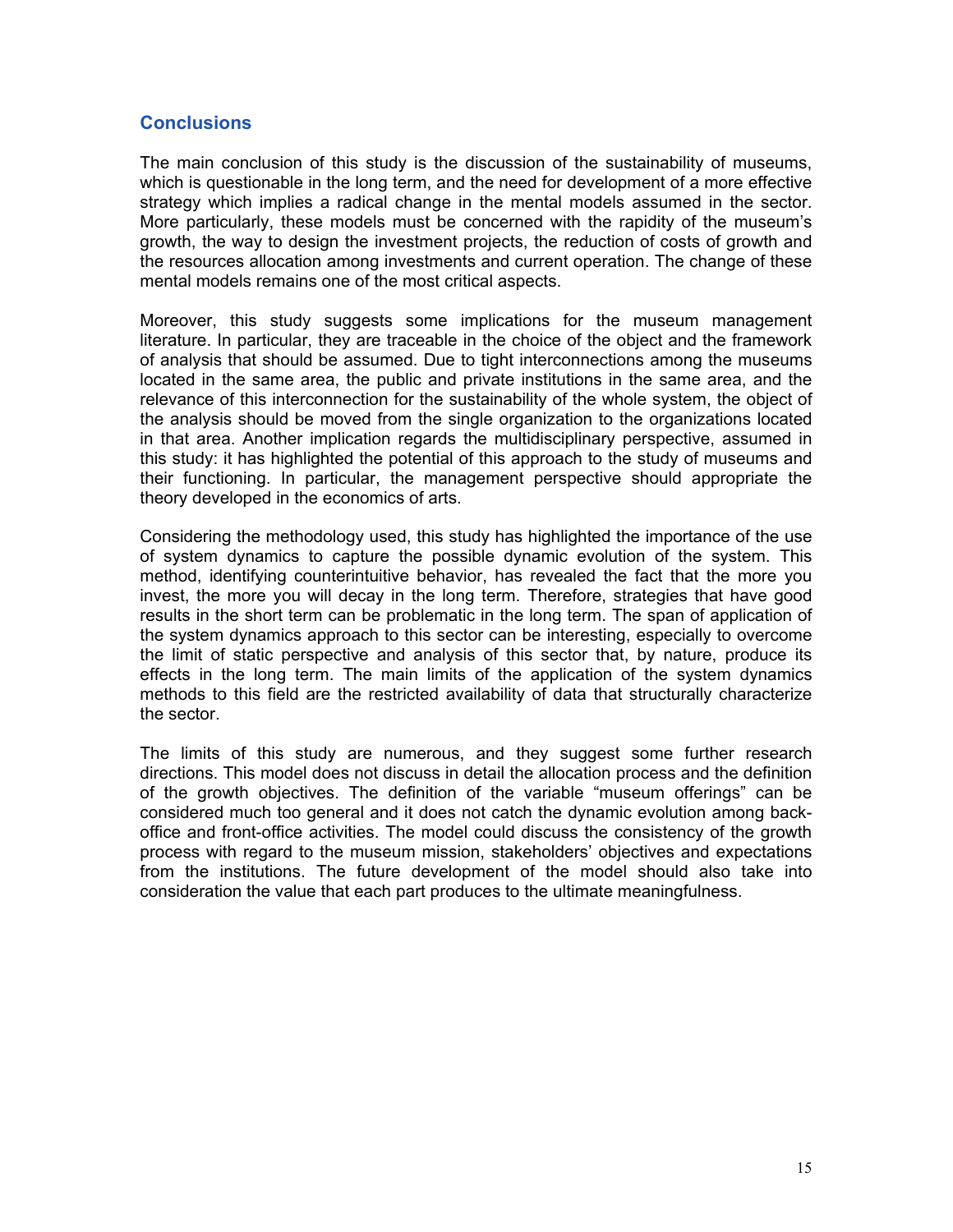## Conclusions

The main conclusion of this study is the discussion of the sustainability of museums, which is questionable in the long term, and the need for development of a more effective strategy which implies a radical change in the mental models assumed in the sector. More particularly, these models must be concerned with the rapidity of the museum's growth, the way to design the investment projects, the reduction of costs of growth and the resources allocation among investments and current operation. The change of these mental models remains one of the most critical aspects.

Moreover, this study suggests some implications for the museum management literature. In particular, they are traceable in the choice of the object and the framework of analysis that should be assumed. Due to tight interconnections among the museums located in the same area, the public and private institutions in the same area, and the relevance of this interconnection for the sustainability of the whole system, the object of the analysis should be moved from the single organization to the organizations located in that area. Another implication regards the multidisciplinary perspective, assumed in this study: it has highlighted the potential of this approach to the study of museums and their functioning. In particular, the management perspective should appropriate the theory developed in the economics of arts.

Considering the methodology used, this study has highlighted the importance of the use of system dynamics to capture the possible dynamic evolution of the system. This method, identifying counterintuitive behavior, has revealed the fact that the more you invest, the more you will decay in the long term. Therefore, strategies that have good results in the short term can be problematic in the long term. The span of application of the system dynamics approach to this sector can be interesting, especially to overcome the limit of static perspective and analysis of this sector that, by nature, produce its effects in the long term. The main limits of the application of the system dynamics methods to this field are the restricted availability of data that structurally characterize the sector.

The limits of this study are numerous, and they suggest some further research directions. This model does not discuss in detail the allocation process and the definition of the growth objectives. The definition of the variable "museum offerings" can be considered much too general and it does not catch the dynamic evolution among back-office and front-office activities. The model could discuss the consistency of the growth process with regard to the museum mission, stakeholders' objectives and expectations from the institutions. The future development of the model should also take into consideration the value that each part produces to the ultimate meaningfulness.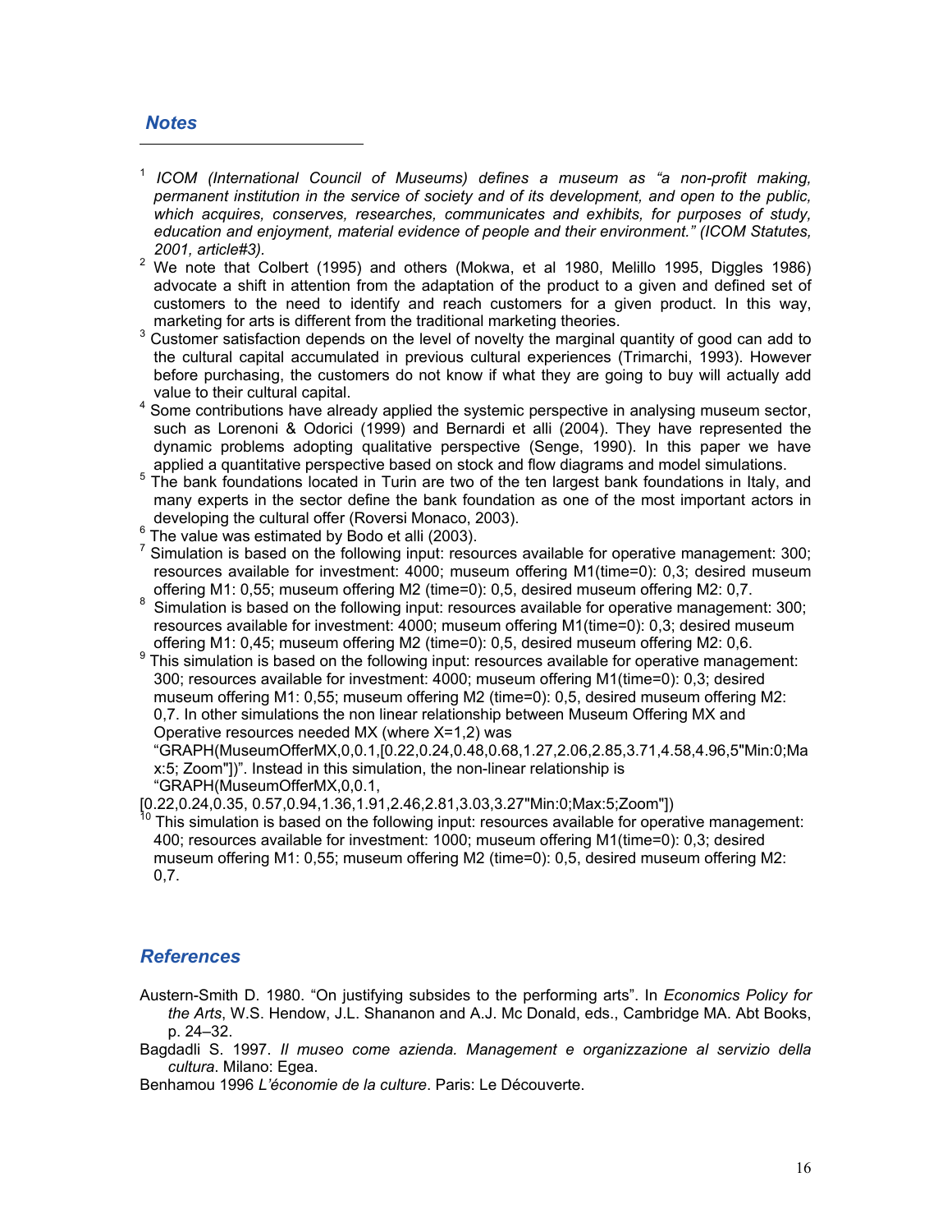## *Notes*

[1] *ICOM (International Council of Museums) defines a museum as "a non-profit making, permanent institution in the service of society and of its development, and open to the public, which acquires, conserves, researches, communicates and exhibits, for purposes of study, education and enjoyment, material evidence of people and their environment." (ICOM Statutes, 2001, article#3).*

[2] We note that Colbert (1995) and others (Mokwa, et al 1980, Melillo 1995, Diggles 1986) advocate a shift in attention from the adaptation of the product to a given and defined set of customers to the need to identify and reach customers for a given product. In this way, marketing for arts is different from the traditional marketing theories.

[3] Customer satisfaction depends on the level of novelty the marginal quantity of good can add to the cultural capital accumulated in previous cultural experiences (Trimarchi, 1993). However before purchasing, the customers do not know if what they are going to buy will actually add value to their cultural capital.

[4] Some contributions have already applied the systemic perspective in analysing museum sector, such as Lorenoni & Odorici (1999) and Bernardi et alli (2004). They have represented the dynamic problems adopting qualitative perspective (Senge, 1990). In this paper we have applied a quantitative perspective based on stock and flow diagrams and model simulations.

[5] The bank foundations located in Turin are two of the ten largest bank foundations in Italy, and many experts in the sector define the bank foundation as one of the most important actors in developing the cultural offer (Roversi Monaco, 2003).

[6] The value was estimated by Bodo et alli (2003).

[7] Simulation is based on the following input: resources available for operative management: 300; resources available for investment: 4000; museum offering M1(time=0): 0,3; desired museum offering M1: 0,55; museum offering M2 (time=0): 0,5, desired museum offering M2: 0,7.

[8] Simulation is based on the following input: resources available for operative management: 300; resources available for investment: 4000; museum offering M1(time=0): 0,3; desired museum offering M1: 0,45; museum offering M2 (time=0): 0,5, desired museum offering M2: 0,6.

[9] This simulation is based on the following input: resources available for operative management: 300; resources available for investment: 4000; museum offering M1(time=0): 0,3; desired museum offering M1: 0,55; museum offering M2 (time=0): 0,5, desired museum offering M2: 0,7. In other simulations the non linear relationship between Museum Offering MX and Operative resources needed MX (where X=1,2) was "GRAPH(MuseumOfferMX,0,0.1,[0.22,0.24,0.48,0.68,1.27,2.06,2.85,3.71,4.58,4.96,5"Min:0;Max:5; Zoom"])". Instead in this simulation, the non-linear relationship is "GRAPH(MuseumOfferMX,0,0.1, [0.22,0.24,0.35, 0.57,0.94,1.36,1.91,2.46,2.81,3.03,3.27"Min:0;Max:5;Zoom"])

[10] This simulation is based on the following input: resources available for operative management: 400; resources available for investment: 1000; museum offering M1(time=0): 0,3; desired museum offering M1: 0,55; museum offering M2 (time=0): 0,5, desired museum offering M2: 0,7.

## *References*

Austern-Smith D. 1980. "On justifying subsides to the performing arts". In *Economics Policy for the Arts*, W.S. Hendow, J.L. Shananon and A.J. Mc Donald, eds., Cambridge MA. Abt Books, p. 24–32.

Bagdadli S. 1997. *Il museo come azienda. Management e organizzazione al servizio della cultura*. Milano: Egea.

Benhamou 1996 *L'économie de la culture*. Paris: Le Découverte.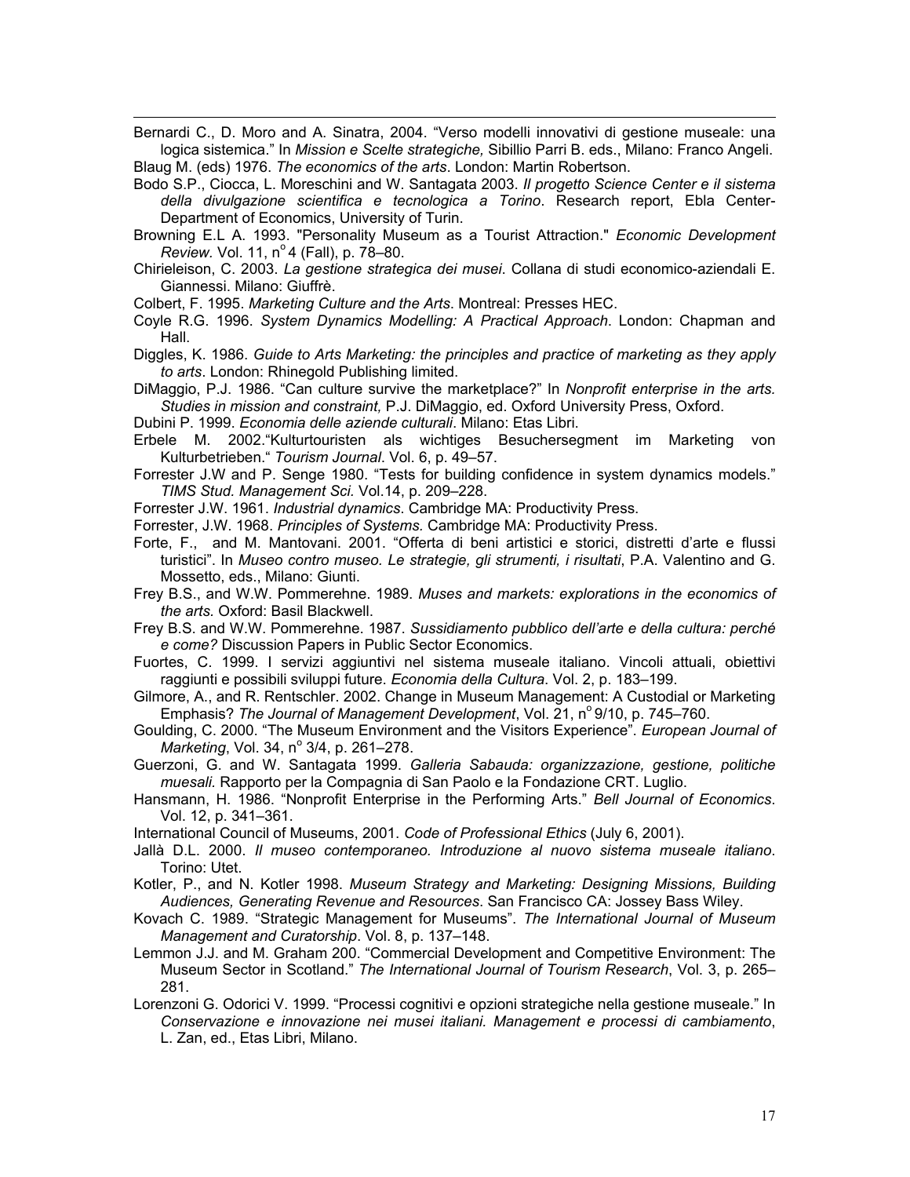Bernardi C., D. Moro and A. Sinatra, 2004. "Verso modelli innovativi di gestione museale: una logica sistemica." In *Mission e Scelte strategiche,* Sibillio Parri B. eds., Milano: Franco Angeli.

Blaug M. (eds) 1976. *The economics of the arts*. London: Martin Robertson.

Bodo S.P., Ciocca, L. Moreschini and W. Santagata 2003. *Il progetto Science Center e il sistema della divulgazione scientifica e tecnologica a Torino*. Research report, Ebla Center-Department of Economics, University of Turin.

Browning E.L A. 1993. "Personality Museum as a Tourist Attraction." *Economic Development Review.* Vol. 11, n° 4 (Fall), p. 78–80.

Chirieleison, C. 2003. *La gestione strategica dei musei*. Collana di studi economico-aziendali E. Giannessi. Milano: Giuffrè.

Colbert, F. 1995. *Marketing Culture and the Arts*. Montreal: Presses HEC.

Coyle R.G. 1996. *System Dynamics Modelling: A Practical Approach*. London: Chapman and Hall.

Diggles, K. 1986. *Guide to Arts Marketing: the principles and practice of marketing as they apply to arts*. London: Rhinegold Publishing limited.

DiMaggio, P.J. 1986. "Can culture survive the marketplace?" In *Nonprofit enterprise in the arts. Studies in mission and constraint,* P.J. DiMaggio, ed. Oxford University Press, Oxford.

Dubini P. 1999. *Economia delle aziende culturali*. Milano: Etas Libri.

Erbele M. 2002."Kulturtouristen als wichtiges Besuchersegment im Marketing von Kulturbetrieben." *Tourism Journal*. Vol. 6, p. 49–57.

Forrester J.W and P. Senge 1980. "Tests for building confidence in system dynamics models." *TIMS Stud. Management Sci.* Vol.14, p. 209–228.

Forrester J.W. 1961. *Industrial dynamics*. Cambridge MA: Productivity Press.

Forrester, J.W. 1968. *Principles of Systems.* Cambridge MA: Productivity Press.

Forte, F., and M. Mantovani. 2001. "Offerta di beni artistici e storici, distretti d'arte e flussi turistici". In *Museo contro museo. Le strategie, gli strumenti, i risultati*, P.A. Valentino and G. Mossetto, eds., Milano: Giunti.

Frey B.S., and W.W. Pommerehne. 1989. *Muses and markets: explorations in the economics of the arts.* Oxford: Basil Blackwell.

Frey B.S. and W.W. Pommerehne. 1987. *Sussidiamento pubblico dell'arte e della cultura: perché e come?* Discussion Papers in Public Sector Economics.

Fuortes, C. 1999. I servizi aggiuntivi nel sistema museale italiano. Vincoli attuali, obiettivi raggiunti e possibili sviluppi future. *Economia della Cultura*. Vol. 2, p. 183–199.

Gilmore, A., and R. Rentschler. 2002. Change in Museum Management: A Custodial or Marketing Emphasis? *The Journal of Management Development*, Vol. 21, n° 9/10, p. 745–760.

Goulding, C. 2000. "The Museum Environment and the Visitors Experience". *European Journal of Marketing*, Vol. 34, n° 3/4, p. 261–278.

Guerzoni, G. and W. Santagata 1999. *Galleria Sabauda: organizzazione, gestione, politiche muesali.* Rapporto per la Compagnia di San Paolo e la Fondazione CRT. Luglio.

Hansmann, H. 1986. "Nonprofit Enterprise in the Performing Arts." *Bell Journal of Economics*. Vol. 12, p. 341–361.

International Council of Museums, 2001. *Code of Professional Ethics* (July 6, 2001).

Jallà D.L. 2000. *Il museo contemporaneo. Introduzione al nuovo sistema museale italiano*. Torino: Utet.

Kotler, P., and N. Kotler 1998. *Museum Strategy and Marketing: Designing Missions, Building Audiences, Generating Revenue and Resources*. San Francisco CA: Jossey Bass Wiley.

Kovach C. 1989. "Strategic Management for Museums". *The International Journal of Museum Management and Curatorship*. Vol. 8, p. 137–148.

Lemmon J.J. and M. Graham 200. "Commercial Development and Competitive Environment: The Museum Sector in Scotland." *The International Journal of Tourism Research*, Vol. 3, p. 265–281.

Lorenzoni G. Odorici V. 1999. "Processi cognitivi e opzioni strategiche nella gestione museale." In *Conservazione e innovazione nei musei italiani. Management e processi di cambiamento*, L. Zan, ed., Etas Libri, Milano.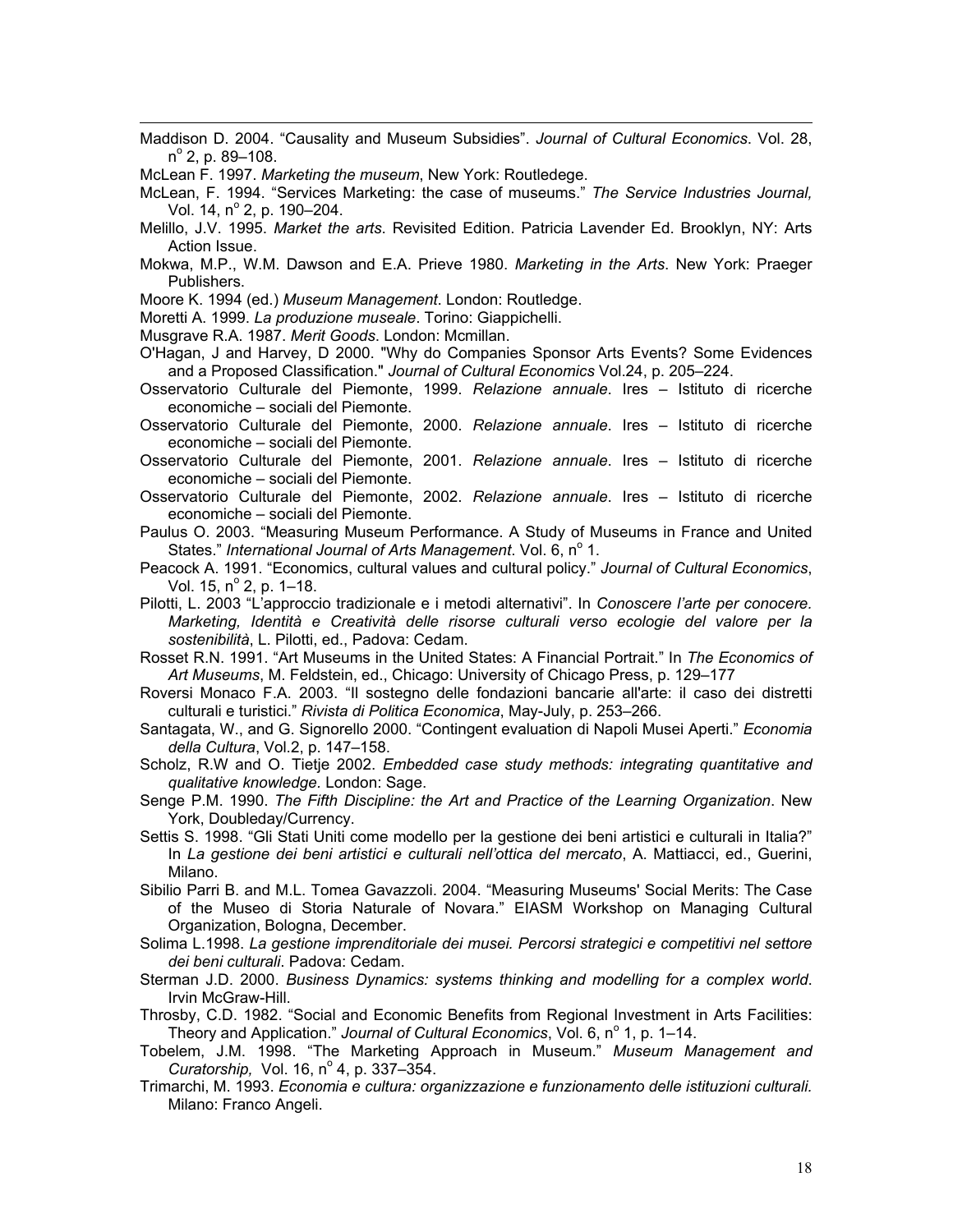Maddison D. 2004. "Causality and Museum Subsidies". *Journal of Cultural Economics*. Vol. 28, n° 2, p. 89–108.

McLean F. 1997. *Marketing the museum*, New York: Routledege.

McLean, F. 1994. "Services Marketing: the case of museums." *The Service Industries Journal,* Vol. 14, n° 2, p. 190–204.

Melillo, J.V. 1995. *Market the arts*. Revisited Edition. Patricia Lavender Ed. Brooklyn, NY: Arts Action Issue.

Mokwa, M.P., W.M. Dawson and E.A. Prieve 1980. *Marketing in the Arts*. New York: Praeger Publishers.

Moore K. 1994 (ed.) *Museum Management*. London: Routledge.

Moretti A. 1999. *La produzione museale*. Torino: Giappichelli.

Musgrave R.A. 1987. *Merit Goods*. London: Mcmillan.

O'Hagan, J and Harvey, D 2000. "Why do Companies Sponsor Arts Events? Some Evidences and a Proposed Classification." *Journal of Cultural Economics* Vol.24, p. 205–224.

Osservatorio Culturale del Piemonte, 1999. *Relazione annuale*. Ires – Istituto di ricerche economiche – sociali del Piemonte.

Osservatorio Culturale del Piemonte, 2000. *Relazione annuale*. Ires – Istituto di ricerche economiche – sociali del Piemonte.

Osservatorio Culturale del Piemonte, 2001. *Relazione annuale*. Ires – Istituto di ricerche economiche – sociali del Piemonte.

Osservatorio Culturale del Piemonte, 2002. *Relazione annuale*. Ires – Istituto di ricerche economiche – sociali del Piemonte.

Paulus O. 2003. "Measuring Museum Performance. A Study of Museums in France and United States." *International Journal of Arts Management*. Vol. 6, n° 1.

Peacock A. 1991. "Economics, cultural values and cultural policy." *Journal of Cultural Economics*, Vol. 15, n° 2, p. 1–18.

Pilotti, L. 2003 "L'approccio tradizionale e i metodi alternativi". In *Conoscere l'arte per conoscere. Marketing, Identità e Creatività delle risorse culturali verso ecologie del valore per la sostenibilità*, L. Pilotti, ed., Padova: Cedam.

Rosset R.N. 1991. "Art Museums in the United States: A Financial Portrait." In *The Economics of Art Museums*, M. Feldstein, ed., Chicago: University of Chicago Press, p. 129–177

Roversi Monaco F.A. 2003. "Il sostegno delle fondazioni bancarie all'arte: il caso dei distretti culturali e turistici." *Rivista di Politica Economica*, May-July, p. 253–266.

Santagata, W., and G. Signorello 2000. "Contingent evaluation di Napoli Musei Aperti." *Economia della Cultura*, Vol.2, p. 147–158.

Scholz, R.W and O. Tietje 2002. *Embedded case study methods: integrating quantitative and qualitative knowledge.* London: Sage.

Senge P.M. 1990. *The Fifth Discipline: the Art and Practice of the Learning Organization*. New York, Doubleday/Currency.

Settis S. 1998. "Gli Stati Uniti come modello per la gestione dei beni artistici e culturali in Italia?" In *La gestione dei beni artistici e culturali nell'ottica del mercato*, A. Mattiacci, ed., Guerini, Milano.

Sibilio Parri B. and M.L. Tomea Gavazzoli. 2004. "Measuring Museums' Social Merits: The Case of the Museo di Storia Naturale of Novara." EIASM Workshop on Managing Cultural Organization, Bologna, December.

Solima L.1998. *La gestione imprenditoriale dei musei. Percorsi strategici e competitivi nel settore dei beni culturali*. Padova: Cedam.

Sterman J.D. 2000. *Business Dynamics: systems thinking and modelling for a complex world*. Irvin McGraw-Hill.

Throsby, C.D. 1982. "Social and Economic Benefits from Regional Investment in Arts Facilities: Theory and Application." *Journal of Cultural Economics*, Vol. 6, n° 1, p. 1–14.

Tobelem, J.M. 1998. "The Marketing Approach in Museum." *Museum Management and Curatorship,* Vol. 16, n° 4, p. 337–354.

Trimarchi, M. 1993. *Economia e cultura: organizzazione e funzionamento delle istituzioni culturali.* Milano: Franco Angeli.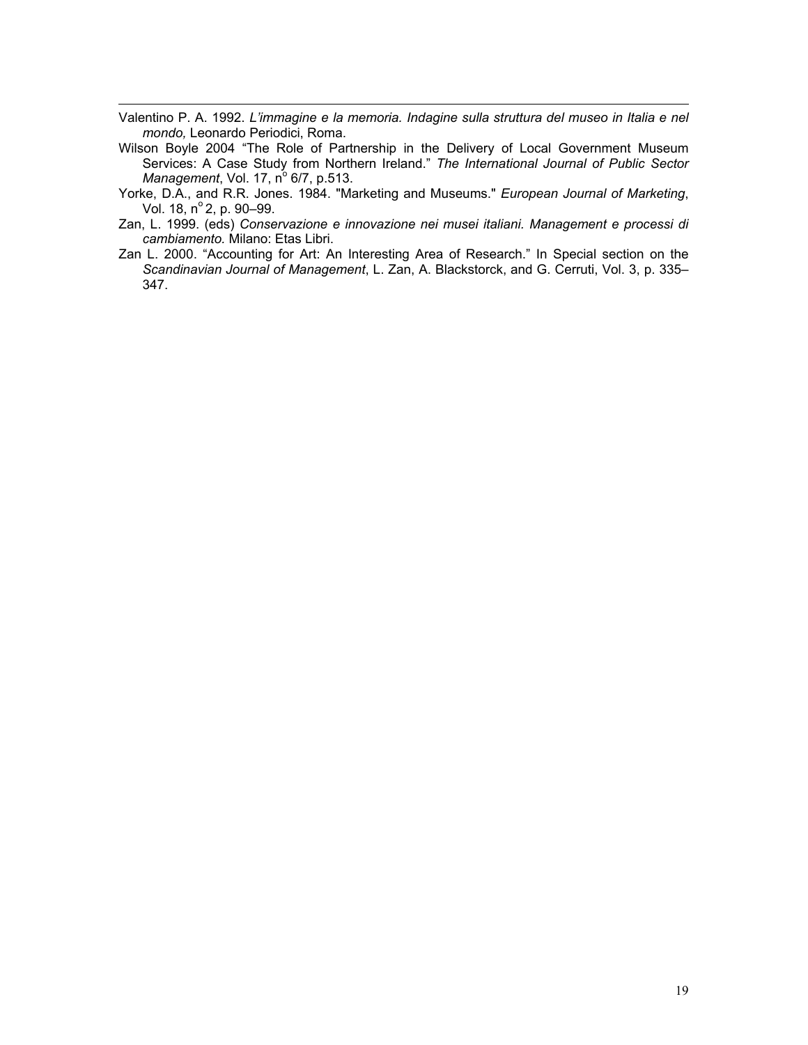Valentino P. A. 1992. *L'immagine e la memoria. Indagine sulla struttura del museo in Italia e nel mondo,* Leonardo Periodici, Roma.

Wilson Boyle 2004 "The Role of Partnership in the Delivery of Local Government Museum Services: A Case Study from Northern Ireland." *The International Journal of Public Sector Management*, Vol. 17, n° 6/7, p.513.

Yorke, D.A., and R.R. Jones. 1984. "Marketing and Museums." *European Journal of Marketing*, Vol. 18, n° 2, p. 90–99.

Zan, L. 1999. (eds) *Conservazione e innovazione nei musei italiani. Management e processi di cambiamento.* Milano: Etas Libri.

Zan L. 2000. "Accounting for Art: An Interesting Area of Research." In Special section on the *Scandinavian Journal of Management*, L. Zan, A. Blackstorck, and G. Cerruti, Vol. 3, p. 335–347.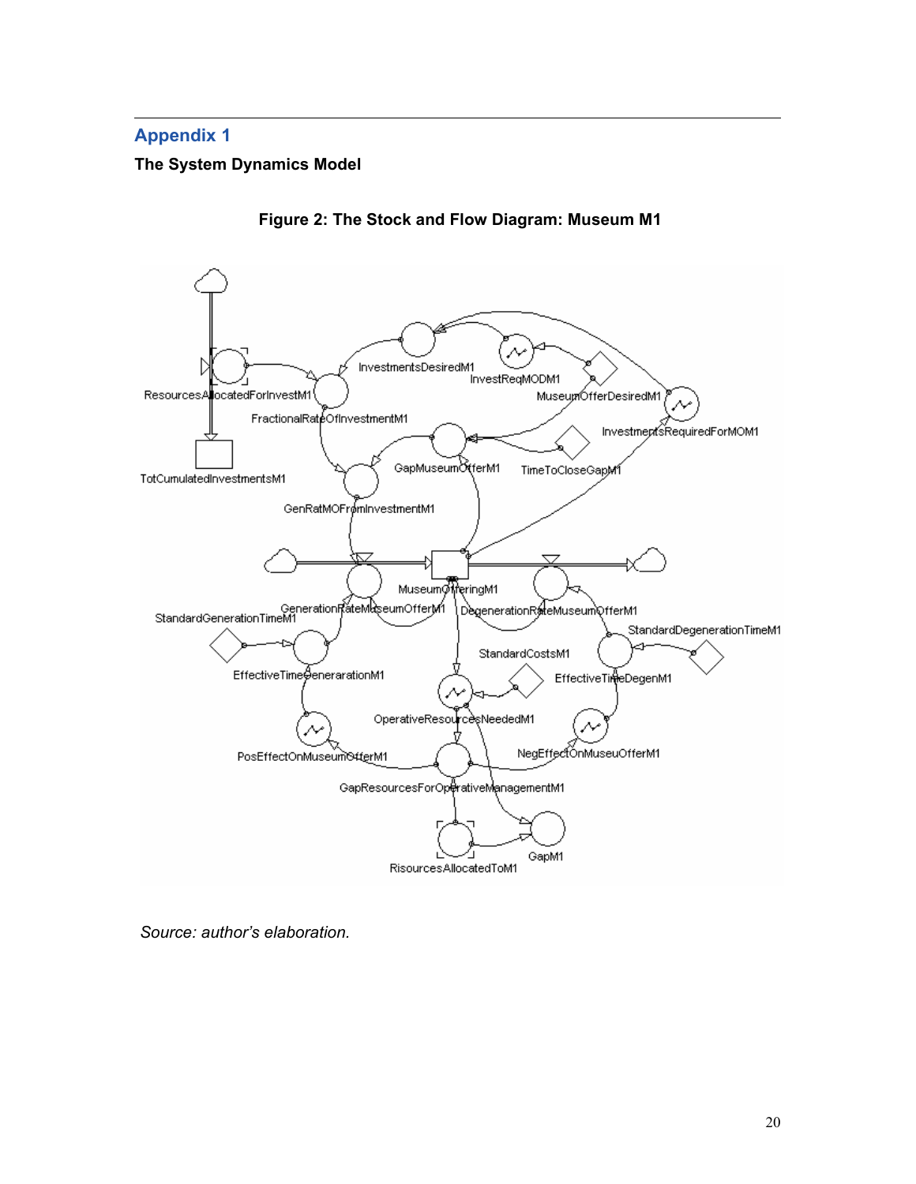## Appendix 1

**The System Dynamics Model**

**Figure 2: The Stock and Flow Diagram: Museum M1**

*Source: author's elaboration.*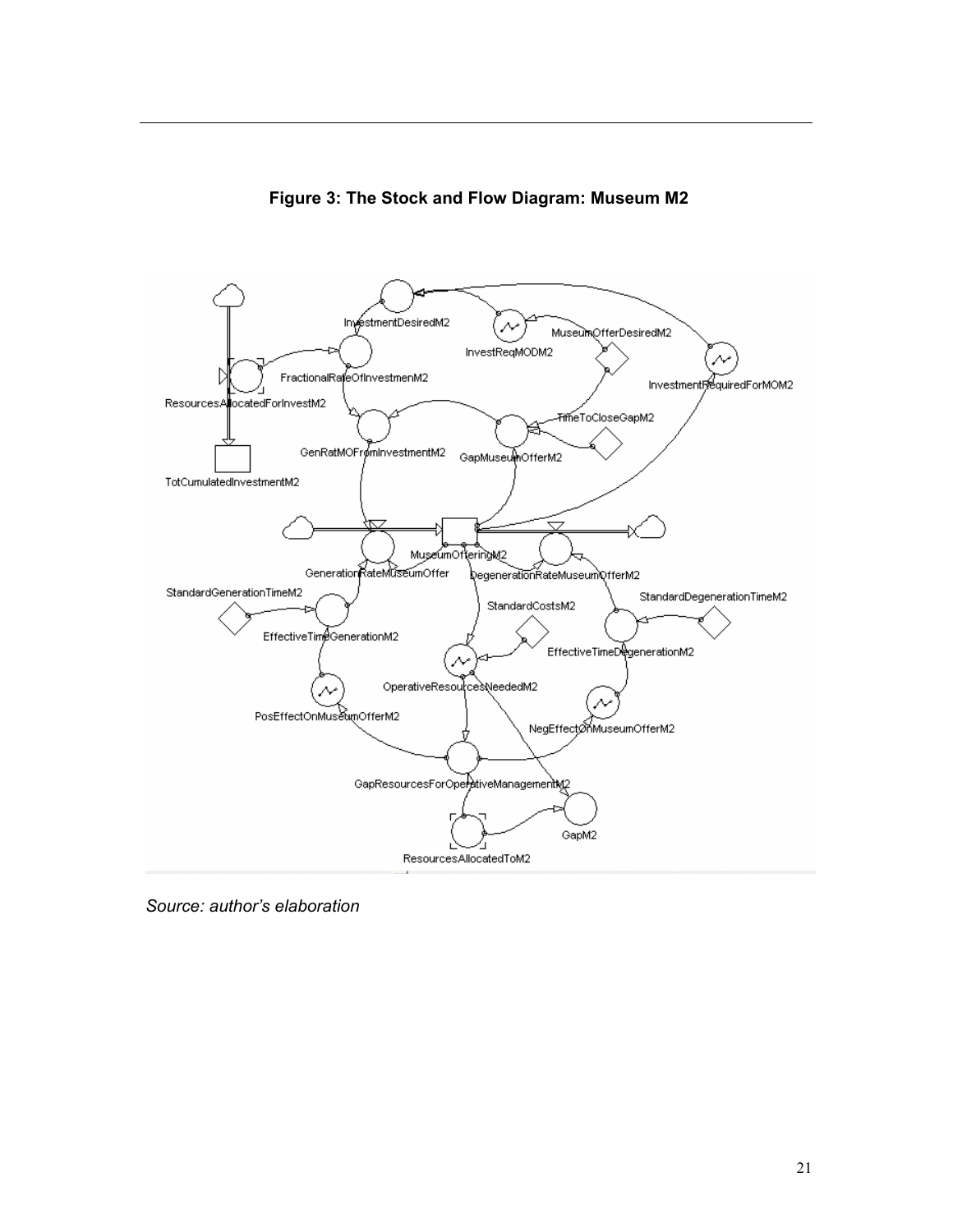**Figure 3: The Stock and Flow Diagram: Museum M2**

*Source: author's elaboration*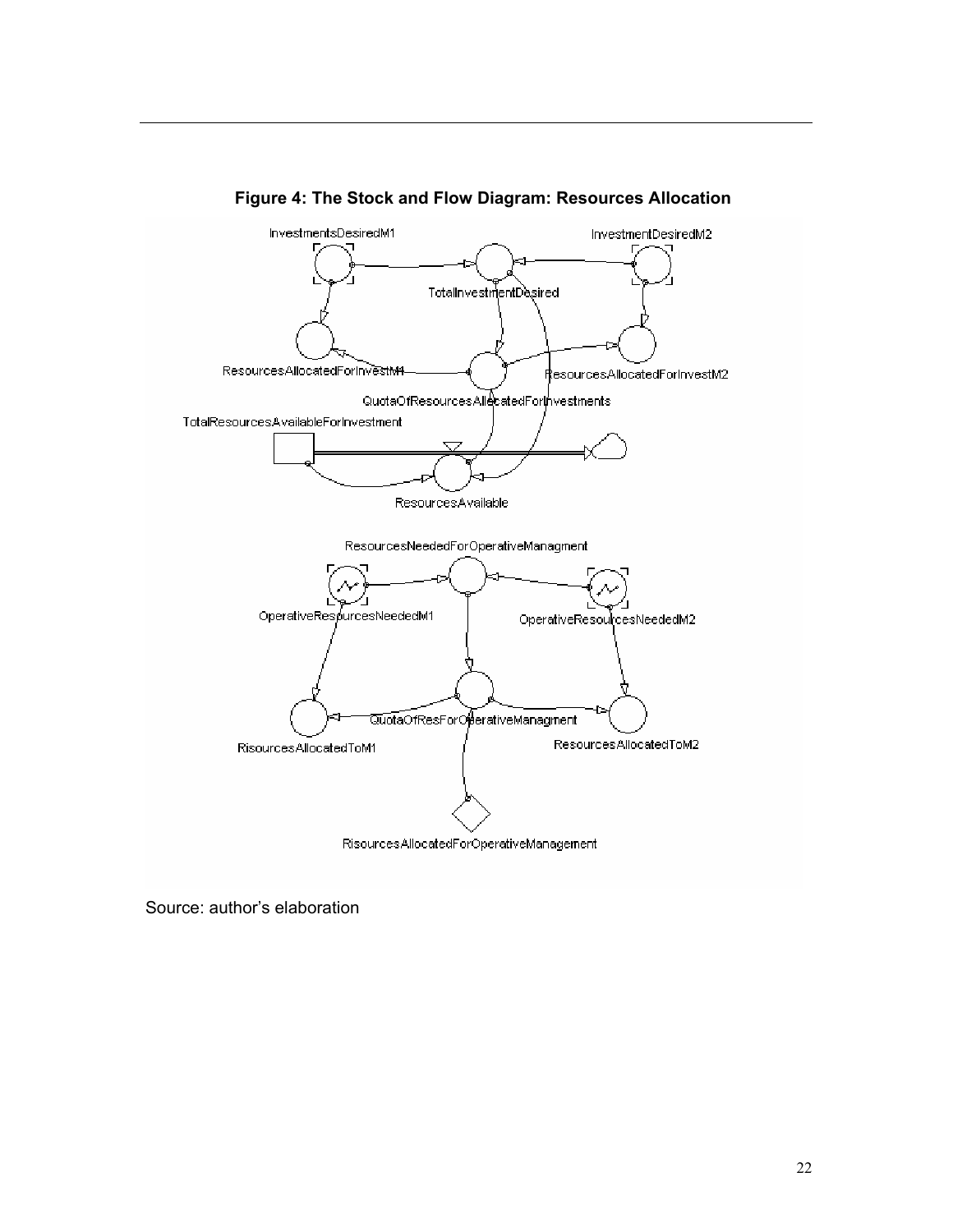**Figure 4: The Stock and Flow Diagram: Resources Allocation**

InvestmentsDesiredM1

InvestmentDesiredM2

TotalInvestmentDesired

ResourcesAllocatedForInvestM1

ResourcesAllocatedForInvestM2

QuotaOfResourcesAllocatedForInvestments

TotalResourcesAvailableForInvestment

ResourcesAvailable

ResourcesNeededForOperativeManagment

OperativeResourcesNeededM1

OperativeResourcesNeededM2

QuotaOfResForOperativeManagment

RisourcesAllocatedToM1

ResourcesAllocatedToM2

RisourcesAllocatedForOperativeManagement

Source: author's elaboration